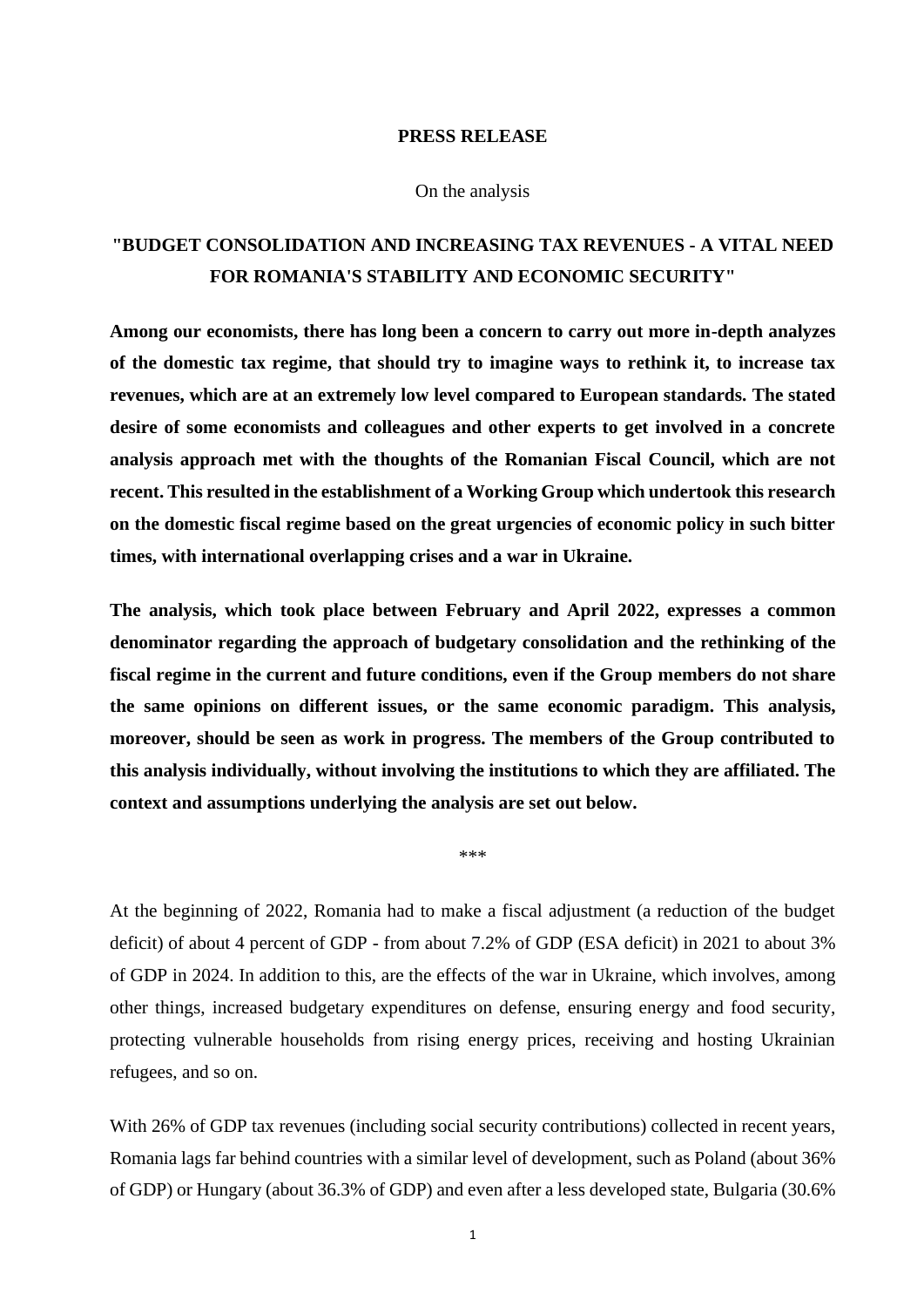**PRESS RELEASE**

On the analysis

# "BUDGET CONSOLIDATION AND INCREASING TAX REVENUES - A VITAL NEED FOR ROMANIA'S STABILITY AND ECONOMIC SECURITY"

**Among our economists, there has long been a concern to carry out more in-depth analyzes of the domestic tax regime, that should try to imagine ways to rethink it, to increase tax revenues, which are at an extremely low level compared to European standards. The stated desire of some economists and colleagues and other experts to get involved in a concrete analysis approach met with the thoughts of the Romanian Fiscal Council, which are not recent. This resulted in the establishment of a Working Group which undertook this research on the domestic fiscal regime based on the great urgencies of economic policy in such bitter times, with international overlapping crises and a war in Ukraine.**

**The analysis, which took place between February and April 2022, expresses a common denominator regarding the approach of budgetary consolidation and the rethinking of the fiscal regime in the current and future conditions, even if the Group members do not share the same opinions on different issues, or the same economic paradigm. This analysis, moreover, should be seen as work in progress. The members of the Group contributed to this analysis individually, without involving the institutions to which they are affiliated. The context and assumptions underlying the analysis are set out below.**

***

At the beginning of 2022, Romania had to make a fiscal adjustment (a reduction of the budget deficit) of about 4 percent of GDP - from about 7.2% of GDP (ESA deficit) in 2021 to about 3% of GDP in 2024. In addition to this, are the effects of the war in Ukraine, which involves, among other things, increased budgetary expenditures on defense, ensuring energy and food security, protecting vulnerable households from rising energy prices, receiving and hosting Ukrainian refugees, and so on.

With 26% of GDP tax revenues (including social security contributions) collected in recent years, Romania lags far behind countries with a similar level of development, such as Poland (about 36% of GDP) or Hungary (about 36.3% of GDP) and even after a less developed state, Bulgaria (30.6%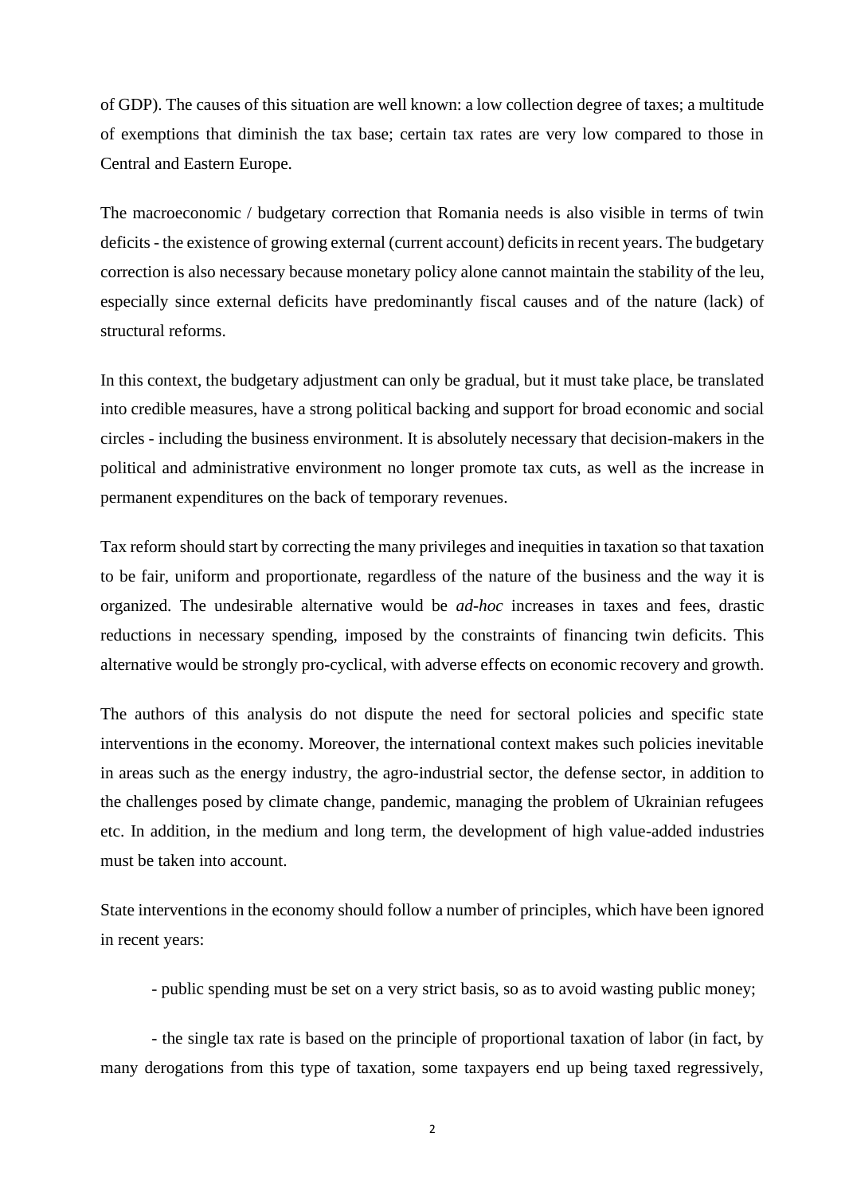of GDP). The causes of this situation are well known: a low collection degree of taxes; a multitude of exemptions that diminish the tax base; certain tax rates are very low compared to those in Central and Eastern Europe.

The macroeconomic / budgetary correction that Romania needs is also visible in terms of twin deficits - the existence of growing external (current account) deficits in recent years. The budgetary correction is also necessary because monetary policy alone cannot maintain the stability of the leu, especially since external deficits have predominantly fiscal causes and of the nature (lack) of structural reforms.

In this context, the budgetary adjustment can only be gradual, but it must take place, be translated into credible measures, have a strong political backing and support for broad economic and social circles - including the business environment. It is absolutely necessary that decision-makers in the political and administrative environment no longer promote tax cuts, as well as the increase in permanent expenditures on the back of temporary revenues.

Tax reform should start by correcting the many privileges and inequities in taxation so that taxation to be fair, uniform and proportionate, regardless of the nature of the business and the way it is organized. The undesirable alternative would be *ad-hoc* increases in taxes and fees, drastic reductions in necessary spending, imposed by the constraints of financing twin deficits. This alternative would be strongly pro-cyclical, with adverse effects on economic recovery and growth.

The authors of this analysis do not dispute the need for sectoral policies and specific state interventions in the economy. Moreover, the international context makes such policies inevitable in areas such as the energy industry, the agro-industrial sector, the defense sector, in addition to the challenges posed by climate change, pandemic, managing the problem of Ukrainian refugees etc. In addition, in the medium and long term, the development of high value-added industries must be taken into account.

State interventions in the economy should follow a number of principles, which have been ignored in recent years:

- public spending must be set on a very strict basis, so as to avoid wasting public money;

- the single tax rate is based on the principle of proportional taxation of labor (in fact, by many derogations from this type of taxation, some taxpayers end up being taxed regressively,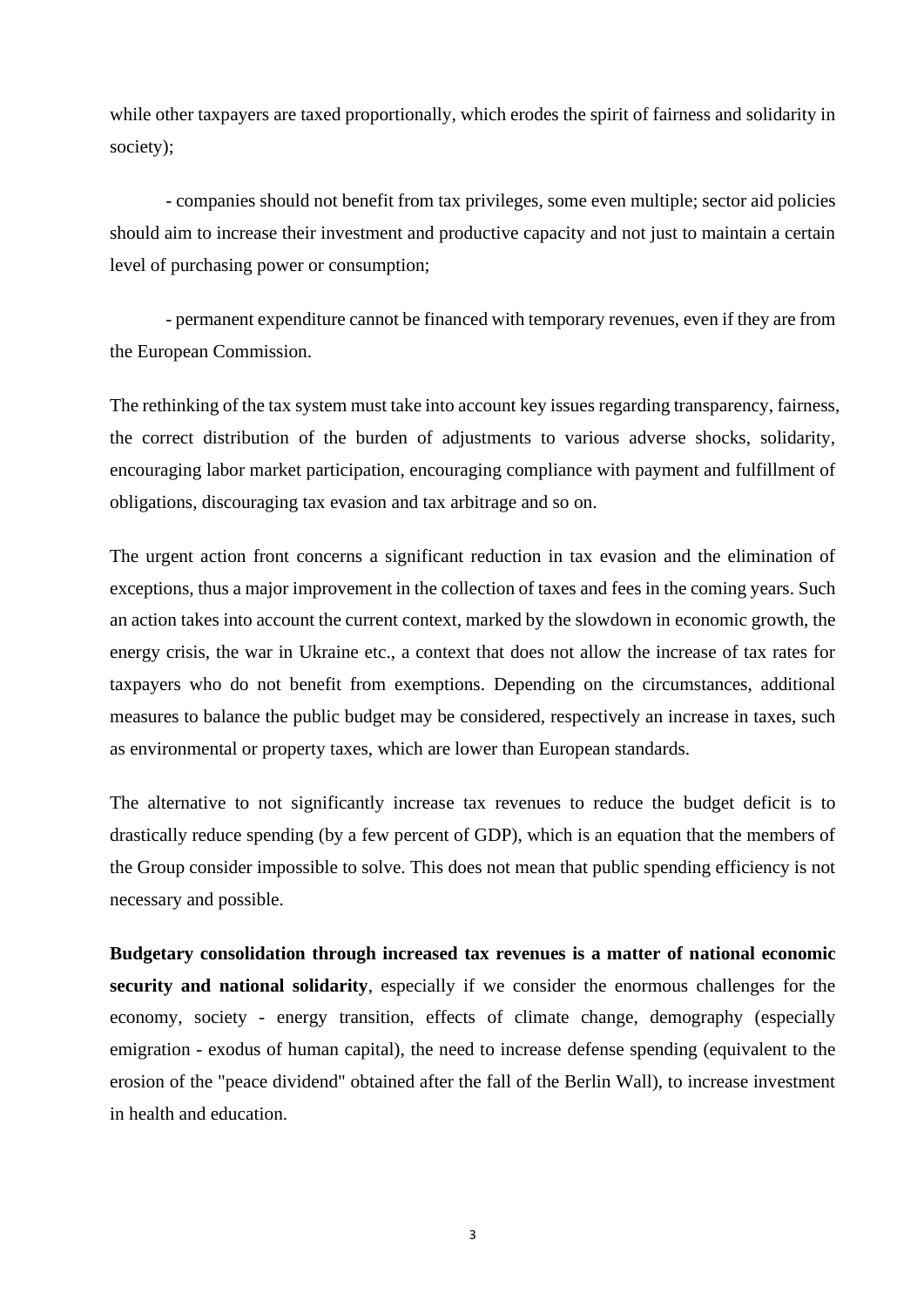while other taxpayers are taxed proportionally, which erodes the spirit of fairness and solidarity in society);

- companies should not benefit from tax privileges, some even multiple; sector aid policies should aim to increase their investment and productive capacity and not just to maintain a certain level of purchasing power or consumption;

- permanent expenditure cannot be financed with temporary revenues, even if they are from the European Commission.

The rethinking of the tax system must take into account key issues regarding transparency, fairness, the correct distribution of the burden of adjustments to various adverse shocks, solidarity, encouraging labor market participation, encouraging compliance with payment and fulfillment of obligations, discouraging tax evasion and tax arbitrage and so on.

The urgent action front concerns a significant reduction in tax evasion and the elimination of exceptions, thus a major improvement in the collection of taxes and fees in the coming years. Such an action takes into account the current context, marked by the slowdown in economic growth, the energy crisis, the war in Ukraine etc., a context that does not allow the increase of tax rates for taxpayers who do not benefit from exemptions. Depending on the circumstances, additional measures to balance the public budget may be considered, respectively an increase in taxes, such as environmental or property taxes, which are lower than European standards.

The alternative to not significantly increase tax revenues to reduce the budget deficit is to drastically reduce spending (by a few percent of GDP), which is an equation that the members of the Group consider impossible to solve. This does not mean that public spending efficiency is not necessary and possible.

**Budgetary consolidation through increased tax revenues is a matter of national economic security and national solidarity**, especially if we consider the enormous challenges for the economy, society - energy transition, effects of climate change, demography (especially emigration - exodus of human capital), the need to increase defense spending (equivalent to the erosion of the "peace dividend" obtained after the fall of the Berlin Wall), to increase investment in health and education.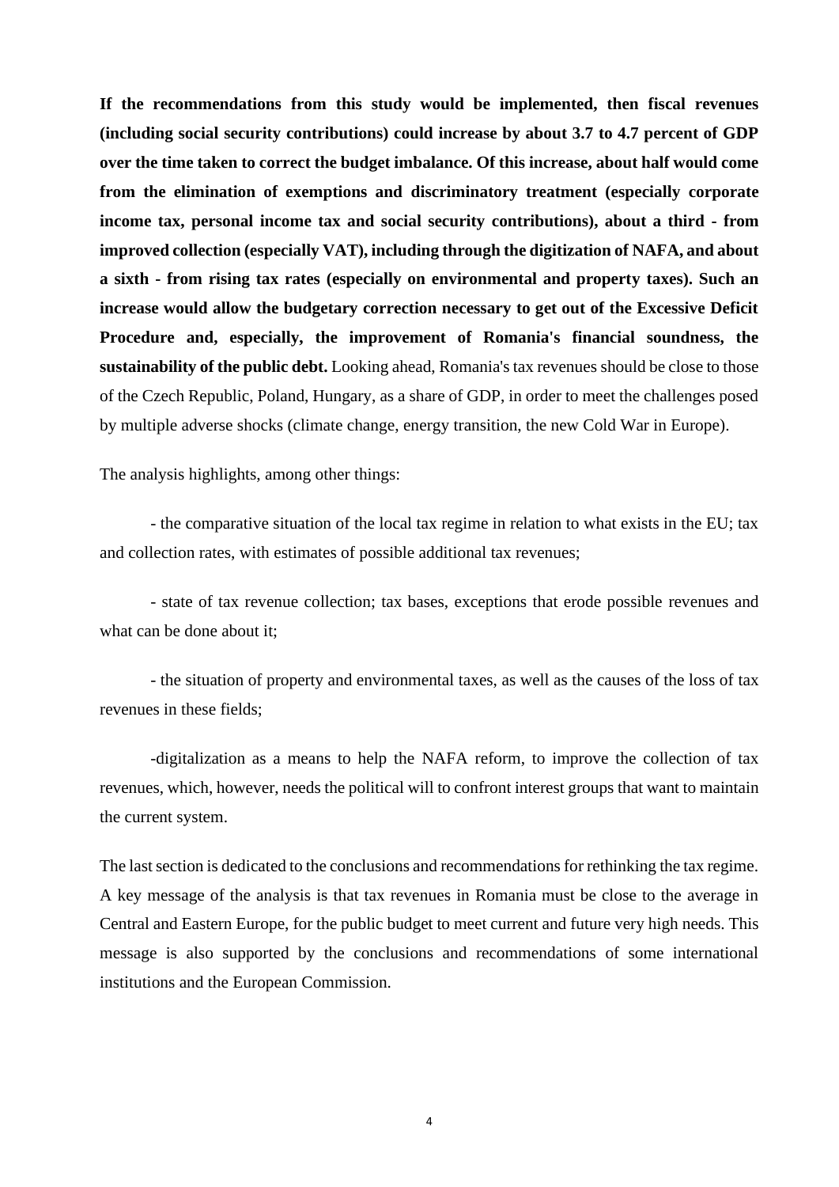**If the recommendations from this study would be implemented, then fiscal revenues (including social security contributions) could increase by about 3.7 to 4.7 percent of GDP over the time taken to correct the budget imbalance. Of this increase, about half would come from the elimination of exemptions and discriminatory treatment (especially corporate income tax, personal income tax and social security contributions), about a third - from improved collection (especially VAT), including through the digitization of NAFA, and about a sixth - from rising tax rates (especially on environmental and property taxes). Such an increase would allow the budgetary correction necessary to get out of the Excessive Deficit Procedure and, especially, the improvement of Romania's financial soundness, the sustainability of the public debt.** Looking ahead, Romania's tax revenues should be close to those of the Czech Republic, Poland, Hungary, as a share of GDP, in order to meet the challenges posed by multiple adverse shocks (climate change, energy transition, the new Cold War in Europe).

The analysis highlights, among other things:

- the comparative situation of the local tax regime in relation to what exists in the EU; tax and collection rates, with estimates of possible additional tax revenues;

- state of tax revenue collection; tax bases, exceptions that erode possible revenues and what can be done about it;

- the situation of property and environmental taxes, as well as the causes of the loss of tax revenues in these fields;

- digitalization as a means to help the NAFA reform, to improve the collection of tax revenues, which, however, needs the political will to confront interest groups that want to maintain the current system.

The last section is dedicated to the conclusions and recommendations for rethinking the tax regime. A key message of the analysis is that tax revenues in Romania must be close to the average in Central and Eastern Europe, for the public budget to meet current and future very high needs. This message is also supported by the conclusions and recommendations of some international institutions and the European Commission.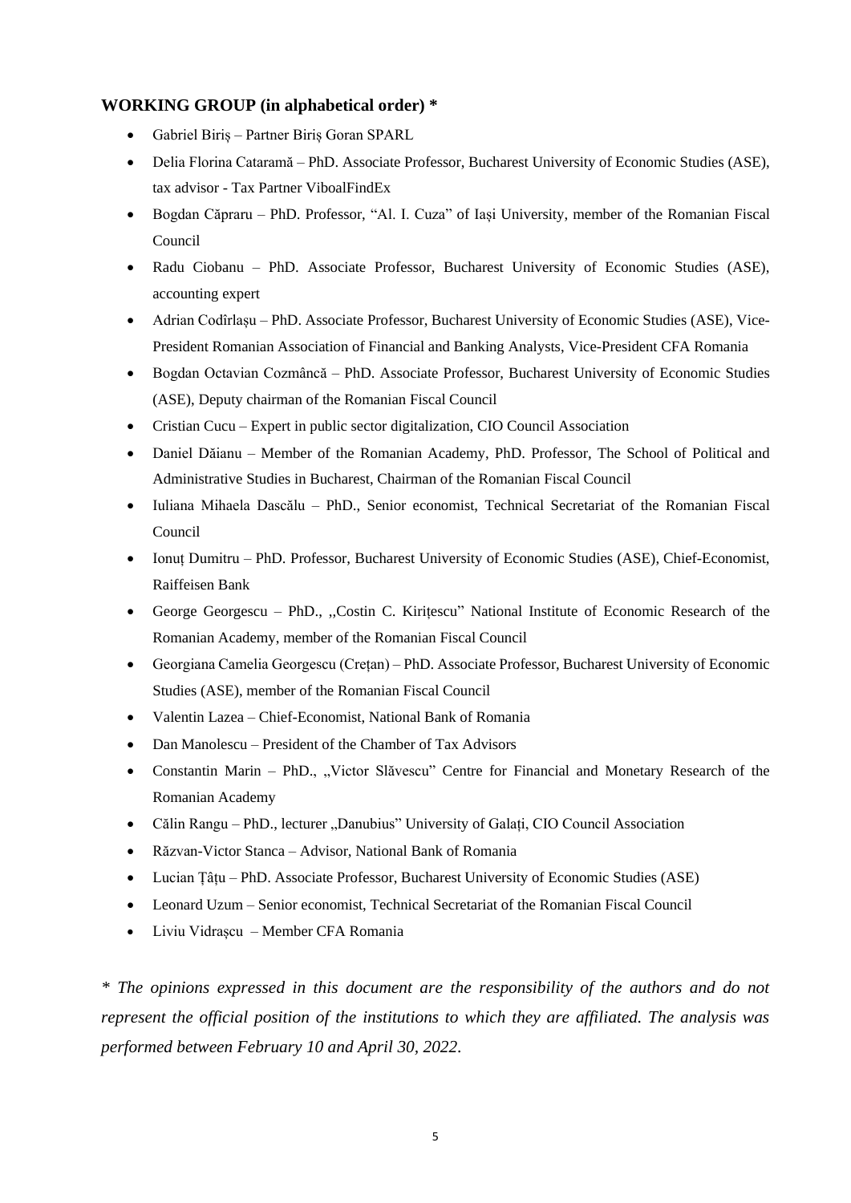**WORKING GROUP (in alphabetical order) ***

- Gabriel Biriș – Partner Biriș Goran SPARL
- Delia Florina Catarama – PhD. Associate Professor, Bucharest University of Economic Studies (ASE), tax advisor - Tax Partner ViboalFindEx
- Bogdan Căpraru – PhD. Professor, "Al. I. Cuza" of Iași University, member of the Romanian Fiscal Council
- Radu Ciobanu – PhD. Associate Professor, Bucharest University of Economic Studies (ASE), accounting expert
- Adrian Codîrlașu – PhD. Associate Professor, Bucharest University of Economic Studies (ASE), Vice-President Romanian Association of Financial and Banking Analysts, Vice-President CFA Romania
- Bogdan Octavian Cozmâncă – PhD. Associate Professor, Bucharest University of Economic Studies (ASE), Deputy chairman of the Romanian Fiscal Council
- Cristian Cucu – Expert in public sector digitalization, CIO Council Association
- Daniel Dăianu – Member of the Romanian Academy, PhD. Professor, The School of Political and Administrative Studies in Bucharest, Chairman of the Romanian Fiscal Council
- Iuliana Mihaela Dascălu – PhD., Senior economist, Technical Secretariat of the Romanian Fiscal Council
- Ionuț Dumitru – PhD. Professor, Bucharest University of Economic Studies (ASE), Chief-Economist, Raiffeisen Bank
- George Georgescu – PhD., „Costin C. Kirițescu" National Institute of Economic Research of the Romanian Academy, member of the Romanian Fiscal Council
- Georgiana Camelia Georgescu (Crețan) – PhD. Associate Professor, Bucharest University of Economic Studies (ASE), member of the Romanian Fiscal Council
- Valentin Lazea – Chief-Economist, National Bank of Romania
- Dan Manolescu – President of the Chamber of Tax Advisors
- Constantin Marin – PhD., „Victor Slăvescu" Centre for Financial and Monetary Research of the Romanian Academy
- Călin Rangu – PhD., lecturer „Danubius" University of Galați, CIO Council Association
- Răzvan-Victor Stanca – Advisor, National Bank of Romania
- Lucian Țâțu – PhD. Associate Professor, Bucharest University of Economic Studies (ASE)
- Leonard Uzum – Senior economist, Technical Secretariat of the Romanian Fiscal Council
- Liviu Vidrașcu – Member CFA Romania

*\* The opinions expressed in this document are the responsibility of the authors and do not represent the official position of the institutions to which they are affiliated. The analysis was performed between February 10 and April 30, 2022.*